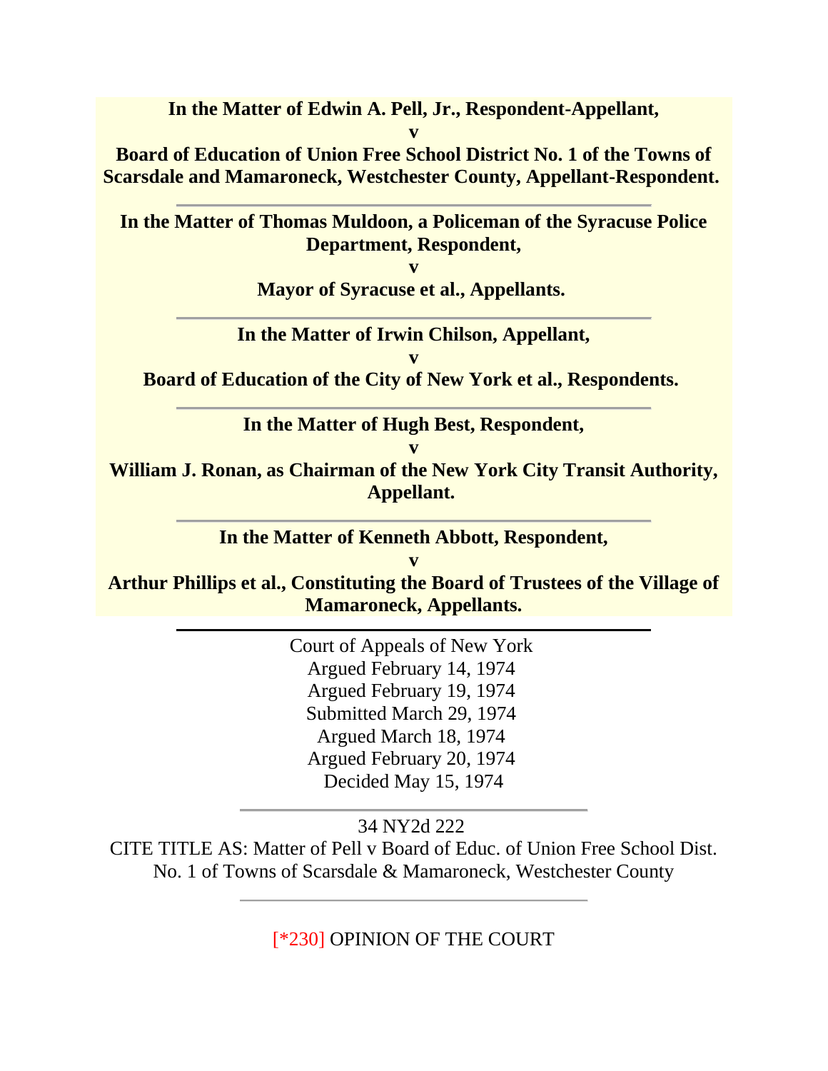**In the Matter of Edwin A. Pell, Jr., Respondent-Appellant,**
**v**
**Board of Education of Union Free School District No. 1 of the Towns of Scarsdale and Mamaroneck, Westchester County, Appellant-Respondent.**

---

**In the Matter of Thomas Muldoon, a Policeman of the Syracuse Police Department, Respondent,**
**v**
**Mayor of Syracuse et al., Appellants.**

---

**In the Matter of Irwin Chilson, Appellant,**
**v**
**Board of Education of the City of New York et al., Respondents.**

---

**In the Matter of Hugh Best, Respondent,**
**v**
**William J. Ronan, as Chairman of the New York City Transit Authority, Appellant.**

---

**In the Matter of Kenneth Abbott, Respondent,**
**v**
**Arthur Phillips et al., Constituting the Board of Trustees of the Village of Mamaroneck, Appellants.**

---

Court of Appeals of New York
Argued February 14, 1974
Argued February 19, 1974
Submitted March 29, 1974
Argued March 18, 1974
Argued February 20, 1974
Decided May 15, 1974

---

34 NY2d 222
CITE TITLE AS: Matter of Pell v Board of Educ. of Union Free School Dist. No. 1 of Towns of Scarsdale & Mamaroneck, Westchester County

---

[*230] OPINION OF THE COURT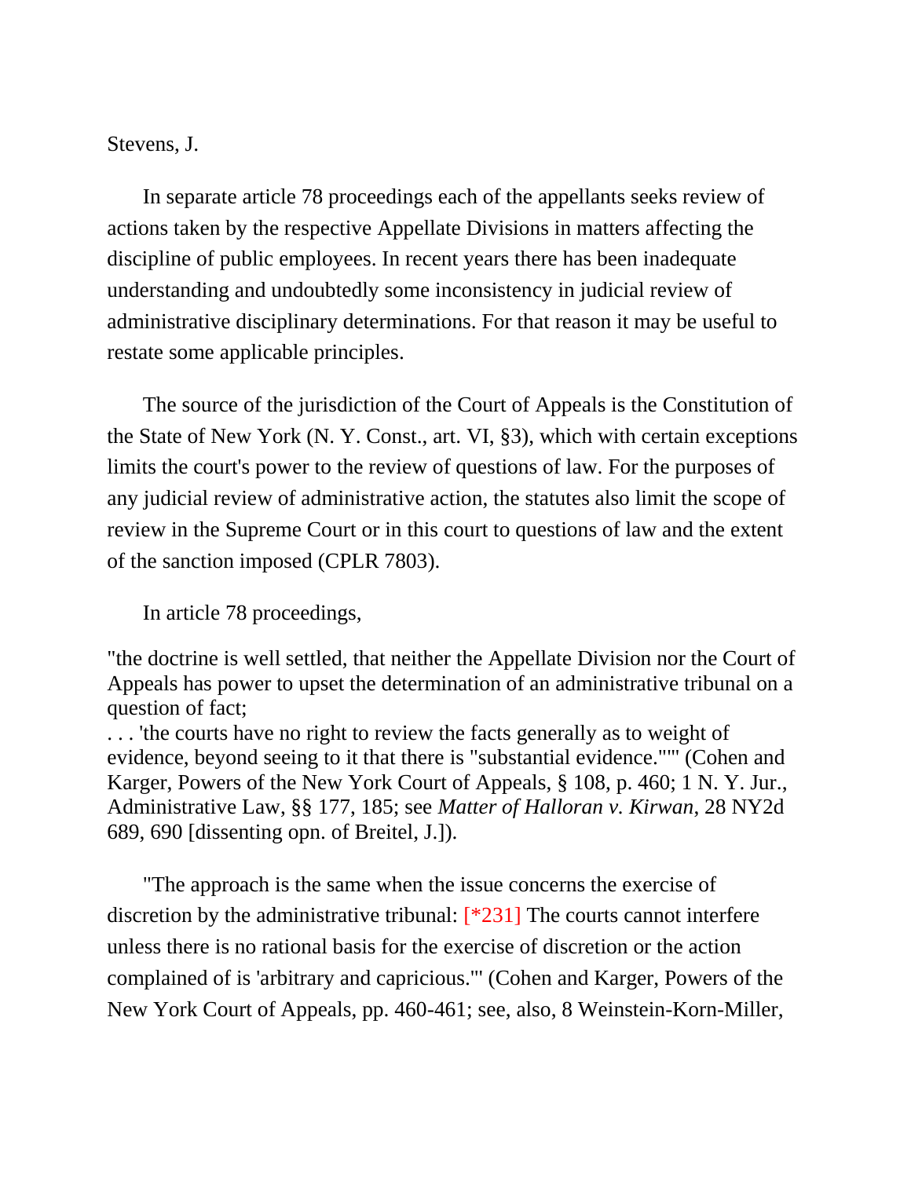Stevens, J.

In separate article 78 proceedings each of the appellants seeks review of actions taken by the respective Appellate Divisions in matters affecting the discipline of public employees. In recent years there has been inadequate understanding and undoubtedly some inconsistency in judicial review of administrative disciplinary determinations. For that reason it may be useful to restate some applicable principles.

The source of the jurisdiction of the Court of Appeals is the Constitution of the State of New York (N. Y. Const., art. VI, §3), which with certain exceptions limits the court's power to the review of questions of law. For the purposes of any judicial review of administrative action, the statutes also limit the scope of review in the Supreme Court or in this court to questions of law and the extent of the sanction imposed (CPLR 7803).

In article 78 proceedings,

"the doctrine is well settled, that neither the Appellate Division nor the Court of Appeals has power to upset the determination of an administrative tribunal on a question of fact;
. . . 'the courts have no right to review the facts generally as to weight of evidence, beyond seeing to it that there is "substantial evidence."'" (Cohen and Karger, Powers of the New York Court of Appeals, § 108, p. 460; 1 N. Y. Jur., Administrative Law, §§ 177, 185; see *Matter of Halloran v. Kirwan*, 28 NY2d 689, 690 [dissenting opn. of Breitel, J.]).

"The approach is the same when the issue concerns the exercise of discretion by the administrative tribunal: [*231] The courts cannot interfere unless there is no rational basis for the exercise of discretion or the action complained of is 'arbitrary and capricious.'" (Cohen and Karger, Powers of the New York Court of Appeals, pp. 460-461; see, also, 8 Weinstein-Korn-Miller,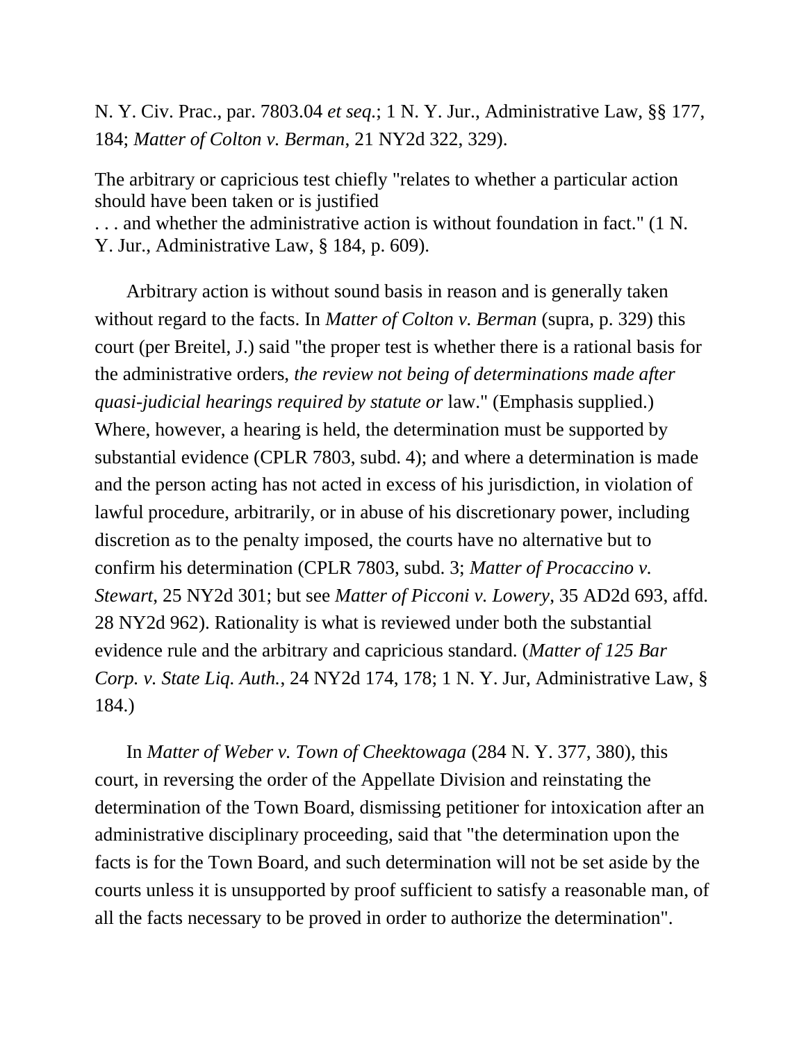N. Y. Civ. Prac., par. 7803.04 *et seq.*; 1 N. Y. Jur., Administrative Law, §§ 177, 184; *Matter of Colton v. Berman*, 21 NY2d 322, 329).

The arbitrary or capricious test chiefly "relates to whether a particular action should have been taken or is justified . . . and whether the administrative action is without foundation in fact." (1 N. Y. Jur., Administrative Law, § 184, p. 609).

Arbitrary action is without sound basis in reason and is generally taken without regard to the facts. In *Matter of Colton v. Berman* (supra, p. 329) this court (per Breitel, J.) said "the proper test is whether there is a rational basis for the administrative orders, *the review not being of determinations made after quasi-judicial hearings required by statute or* law." (Emphasis supplied.) Where, however, a hearing is held, the determination must be supported by substantial evidence (CPLR 7803, subd. 4); and where a determination is made and the person acting has not acted in excess of his jurisdiction, in violation of lawful procedure, arbitrarily, or in abuse of his discretionary power, including discretion as to the penalty imposed, the courts have no alternative but to confirm his determination (CPLR 7803, subd. 3; *Matter of Procaccino v. Stewart*, 25 NY2d 301; but see *Matter of Picconi v. Lowery*, 35 AD2d 693, affd. 28 NY2d 962). Rationality is what is reviewed under both the substantial evidence rule and the arbitrary and capricious standard. (*Matter of 125 Bar Corp. v. State Liq. Auth.*, 24 NY2d 174, 178; 1 N. Y. Jur, Administrative Law, § 184.)

In *Matter of Weber v. Town of Cheektowaga* (284 N. Y. 377, 380), this court, in reversing the order of the Appellate Division and reinstating the determination of the Town Board, dismissing petitioner for intoxication after an administrative disciplinary proceeding, said that "the determination upon the facts is for the Town Board, and such determination will not be set aside by the courts unless it is unsupported by proof sufficient to satisfy a reasonable man, of all the facts necessary to be proved in order to authorize the determination".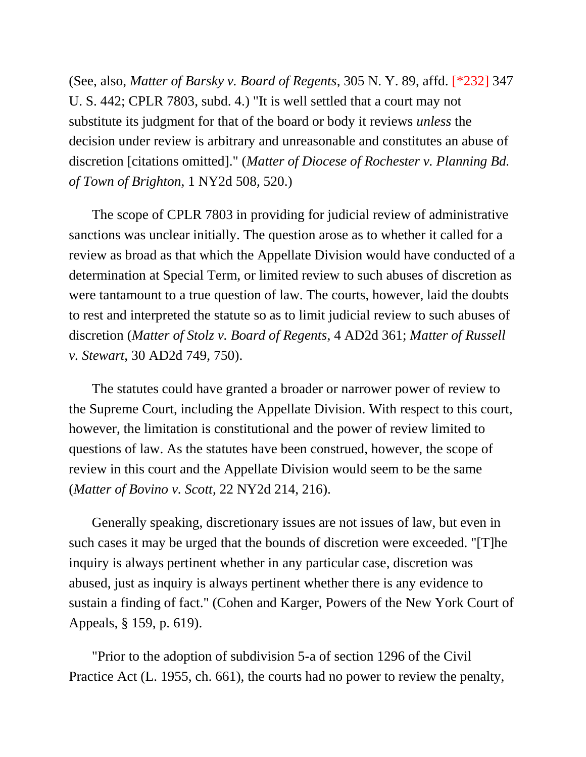(See, also, *Matter of Barsky v. Board of Regents*, 305 N. Y. 89, affd. [*232] 347 U. S. 442; CPLR 7803, subd. 4.) "It is well settled that a court may not substitute its judgment for that of the board or body it reviews *unless* the decision under review is arbitrary and unreasonable and constitutes an abuse of discretion [citations omitted]." (*Matter of Diocese of Rochester v. Planning Bd. of Town of Brighton*, 1 NY2d 508, 520.)

The scope of CPLR 7803 in providing for judicial review of administrative sanctions was unclear initially. The question arose as to whether it called for a review as broad as that which the Appellate Division would have conducted of a determination at Special Term, or limited review to such abuses of discretion as were tantamount to a true question of law. The courts, however, laid the doubts to rest and interpreted the statute so as to limit judicial review to such abuses of discretion (*Matter of Stolz v. Board of Regents*, 4 AD2d 361; *Matter of Russell v. Stewart*, 30 AD2d 749, 750).

The statutes could have granted a broader or narrower power of review to the Supreme Court, including the Appellate Division. With respect to this court, however, the limitation is constitutional and the power of review limited to questions of law. As the statutes have been construed, however, the scope of review in this court and the Appellate Division would seem to be the same (*Matter of Bovino v. Scott*, 22 NY2d 214, 216).

Generally speaking, discretionary issues are not issues of law, but even in such cases it may be urged that the bounds of discretion were exceeded. "[T]he inquiry is always pertinent whether in any particular case, discretion was abused, just as inquiry is always pertinent whether there is any evidence to sustain a finding of fact." (Cohen and Karger, Powers of the New York Court of Appeals, § 159, p. 619).

"Prior to the adoption of subdivision 5-a of section 1296 of the Civil Practice Act (L. 1955, ch. 661), the courts had no power to review the penalty,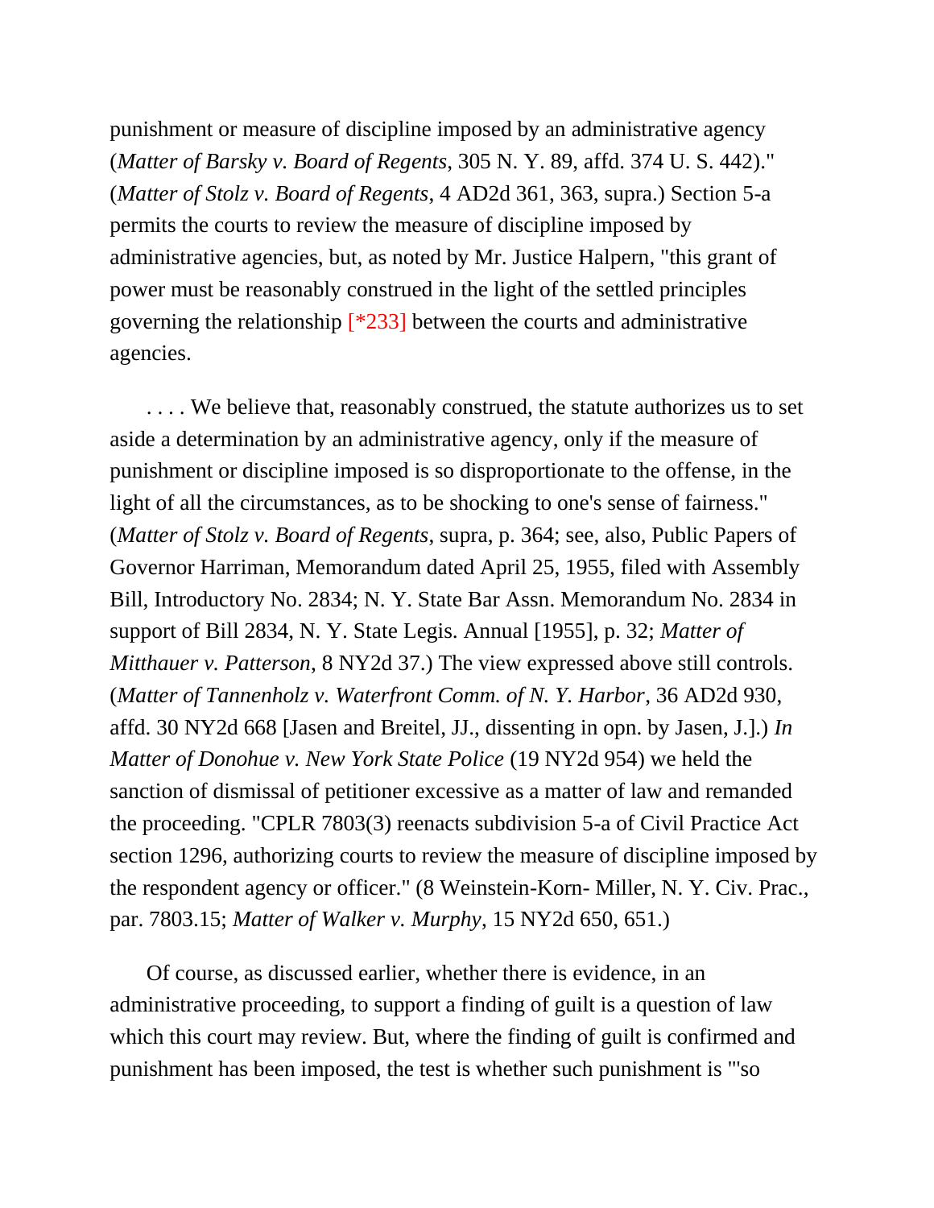punishment or measure of discipline imposed by an administrative agency (*Matter of Barsky v. Board of Regents*, 305 N. Y. 89, affd. 374 U. S. 442)." (*Matter of Stolz v. Board of Regents*, 4 AD2d 361, 363, supra.) Section 5-a permits the courts to review the measure of discipline imposed by administrative agencies, but, as noted by Mr. Justice Halpern, "this grant of power must be reasonably construed in the light of the settled principles governing the relationship [*233] between the courts and administrative agencies.

. . . . We believe that, reasonably construed, the statute authorizes us to set aside a determination by an administrative agency, only if the measure of punishment or discipline imposed is so disproportionate to the offense, in the light of all the circumstances, as to be shocking to one's sense of fairness." (*Matter of Stolz v. Board of Regents*, supra, p. 364; see, also, Public Papers of Governor Harriman, Memorandum dated April 25, 1955, filed with Assembly Bill, Introductory No. 2834; N. Y. State Bar Assn. Memorandum No. 2834 in support of Bill 2834, N. Y. State Legis. Annual [1955], p. 32; *Matter of Mitthauer v. Patterson*, 8 NY2d 37.) The view expressed above still controls. (*Matter of Tannenholz v. Waterfront Comm. of N. Y. Harbor*, 36 AD2d 930, affd. 30 NY2d 668 [Jasen and Breitel, JJ., dissenting in opn. by Jasen, J.].) *In Matter of Donohue v. New York State Police* (19 NY2d 954) we held the sanction of dismissal of petitioner excessive as a matter of law and remanded the proceeding. "CPLR 7803(3) reenacts subdivision 5-a of Civil Practice Act section 1296, authorizing courts to review the measure of discipline imposed by the respondent agency or officer." (8 Weinstein-Korn- Miller, N. Y. Civ. Prac., par. 7803.15; *Matter of Walker v. Murphy*, 15 NY2d 650, 651.)

Of course, as discussed earlier, whether there is evidence, in an administrative proceeding, to support a finding of guilt is a question of law which this court may review. But, where the finding of guilt is confirmed and punishment has been imposed, the test is whether such punishment is "'so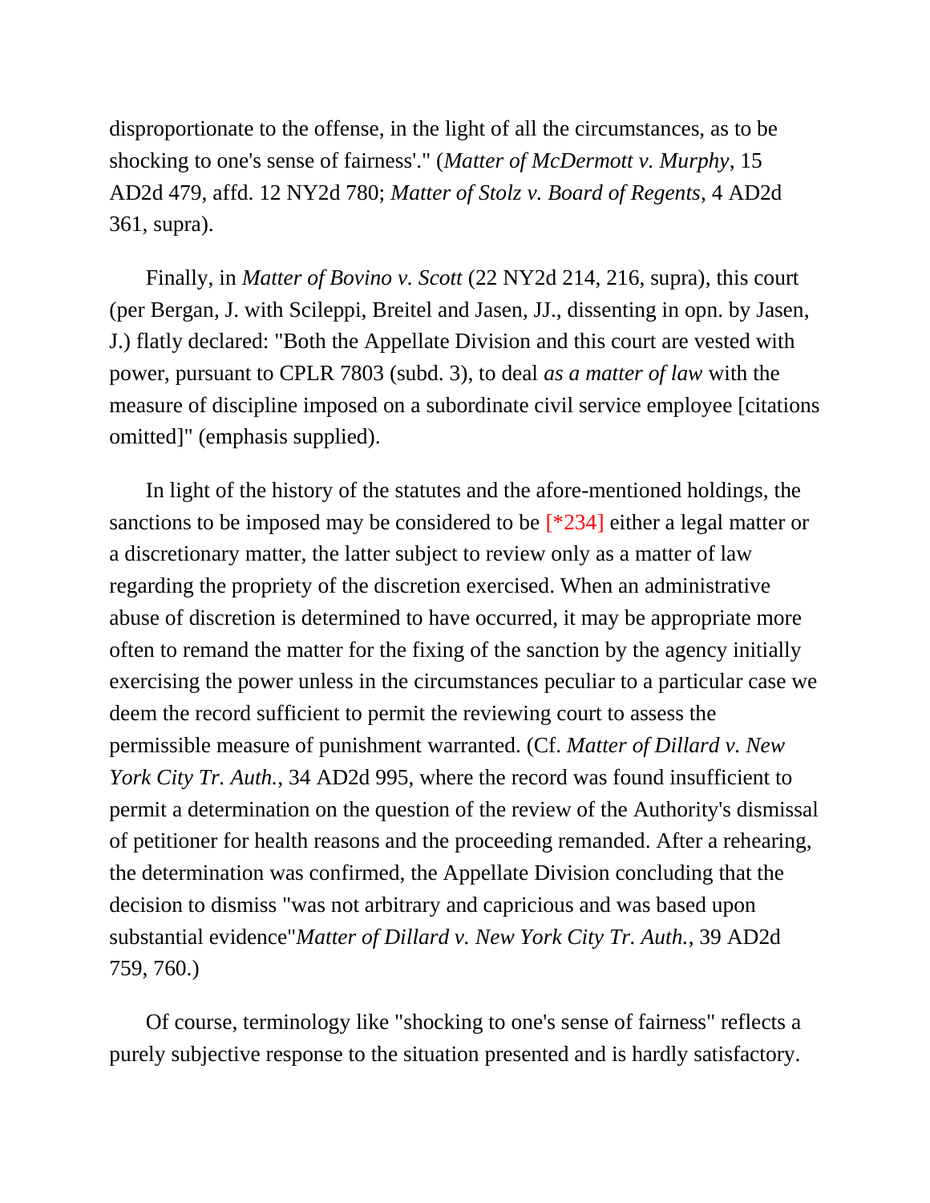disproportionate to the offense, in the light of all the circumstances, as to be shocking to one's sense of fairness'." (*Matter of McDermott v. Murphy*, 15 AD2d 479, affd. 12 NY2d 780; *Matter of Stolz v. Board of Regents*, 4 AD2d 361, supra).

Finally, in *Matter of Bovino v. Scott* (22 NY2d 214, 216, supra), this court (per Bergan, J. with Scileppi, Breitel and Jasen, JJ., dissenting in opn. by Jasen, J.) flatly declared: "Both the Appellate Division and this court are vested with power, pursuant to CPLR 7803 (subd. 3), to deal *as a matter of law* with the measure of discipline imposed on a subordinate civil service employee [citations omitted]" (emphasis supplied).

In light of the history of the statutes and the afore-mentioned holdings, the sanctions to be imposed may be considered to be [*234] either a legal matter or a discretionary matter, the latter subject to review only as a matter of law regarding the propriety of the discretion exercised. When an administrative abuse of discretion is determined to have occurred, it may be appropriate more often to remand the matter for the fixing of the sanction by the agency initially exercising the power unless in the circumstances peculiar to a particular case we deem the record sufficient to permit the reviewing court to assess the permissible measure of punishment warranted. (Cf. *Matter of Dillard v. New York City Tr. Auth.*, 34 AD2d 995, where the record was found insufficient to permit a determination on the question of the review of the Authority's dismissal of petitioner for health reasons and the proceeding remanded. After a rehearing, the determination was confirmed, the Appellate Division concluding that the decision to dismiss "was not arbitrary and capricious and was based upon substantial evidence"*Matter of Dillard v. New York City Tr. Auth.*, 39 AD2d 759, 760.)

Of course, terminology like "shocking to one's sense of fairness" reflects a purely subjective response to the situation presented and is hardly satisfactory.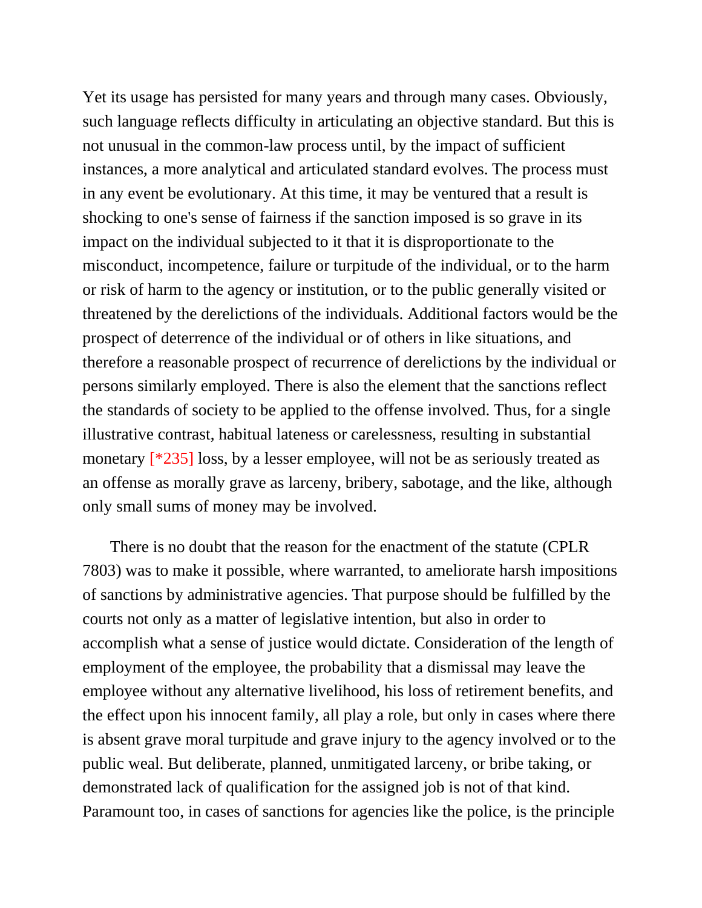Yet its usage has persisted for many years and through many cases. Obviously, such language reflects difficulty in articulating an objective standard. But this is not unusual in the common-law process until, by the impact of sufficient instances, a more analytical and articulated standard evolves. The process must in any event be evolutionary. At this time, it may be ventured that a result is shocking to one's sense of fairness if the sanction imposed is so grave in its impact on the individual subjected to it that it is disproportionate to the misconduct, incompetence, failure or turpitude of the individual, or to the harm or risk of harm to the agency or institution, or to the public generally visited or threatened by the derelictions of the individuals. Additional factors would be the prospect of deterrence of the individual or of others in like situations, and therefore a reasonable prospect of recurrence of derelictions by the individual or persons similarly employed. There is also the element that the sanctions reflect the standards of society to be applied to the offense involved. Thus, for a single illustrative contrast, habitual lateness or carelessness, resulting in substantial monetary [*235] loss, by a lesser employee, will not be as seriously treated as an offense as morally grave as larceny, bribery, sabotage, and the like, although only small sums of money may be involved.

There is no doubt that the reason for the enactment of the statute (CPLR 7803) was to make it possible, where warranted, to ameliorate harsh impositions of sanctions by administrative agencies. That purpose should be fulfilled by the courts not only as a matter of legislative intention, but also in order to accomplish what a sense of justice would dictate. Consideration of the length of employment of the employee, the probability that a dismissal may leave the employee without any alternative livelihood, his loss of retirement benefits, and the effect upon his innocent family, all play a role, but only in cases where there is absent grave moral turpitude and grave injury to the agency involved or to the public weal. But deliberate, planned, unmitigated larceny, or bribe taking, or demonstrated lack of qualification for the assigned job is not of that kind. Paramount too, in cases of sanctions for agencies like the police, is the principle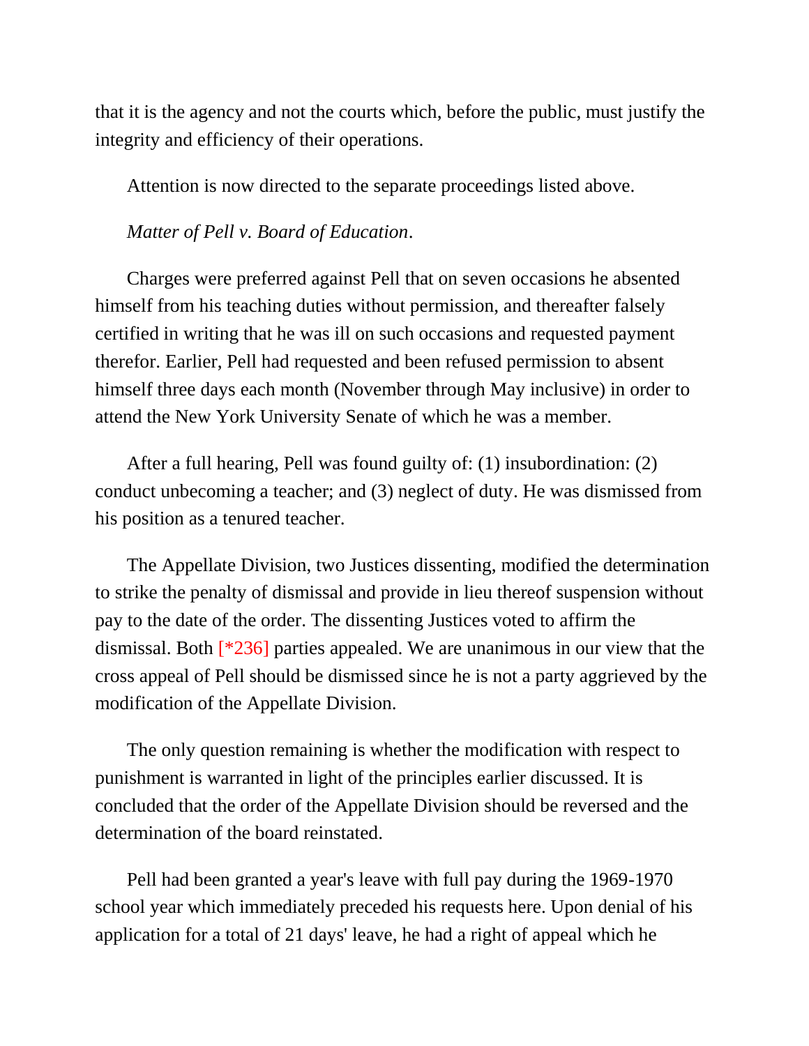that it is the agency and not the courts which, before the public, must justify the integrity and efficiency of their operations.

Attention is now directed to the separate proceedings listed above.

*Matter of Pell v. Board of Education*.

Charges were preferred against Pell that on seven occasions he absented himself from his teaching duties without permission, and thereafter falsely certified in writing that he was ill on such occasions and requested payment therefor. Earlier, Pell had requested and been refused permission to absent himself three days each month (November through May inclusive) in order to attend the New York University Senate of which he was a member.

After a full hearing, Pell was found guilty of: (1) insubordination: (2) conduct unbecoming a teacher; and (3) neglect of duty. He was dismissed from his position as a tenured teacher.

The Appellate Division, two Justices dissenting, modified the determination to strike the penalty of dismissal and provide in lieu thereof suspension without pay to the date of the order. The dissenting Justices voted to affirm the dismissal. Both [*236] parties appealed. We are unanimous in our view that the cross appeal of Pell should be dismissed since he is not a party aggrieved by the modification of the Appellate Division.

The only question remaining is whether the modification with respect to punishment is warranted in light of the principles earlier discussed. It is concluded that the order of the Appellate Division should be reversed and the determination of the board reinstated.

Pell had been granted a year's leave with full pay during the 1969-1970 school year which immediately preceded his requests here. Upon denial of his application for a total of 21 days' leave, he had a right of appeal which he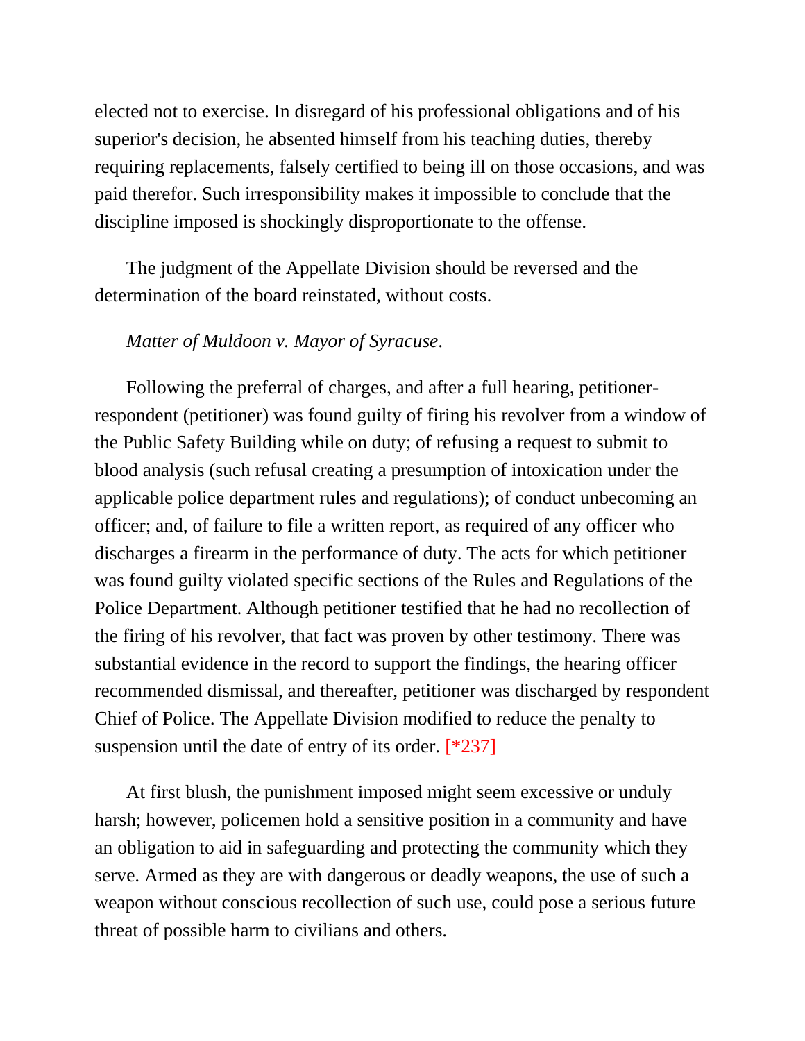elected not to exercise. In disregard of his professional obligations and of his superior's decision, he absented himself from his teaching duties, thereby requiring replacements, falsely certified to being ill on those occasions, and was paid therefor. Such irresponsibility makes it impossible to conclude that the discipline imposed is shockingly disproportionate to the offense.

The judgment of the Appellate Division should be reversed and the determination of the board reinstated, without costs.

*Matter of Muldoon v. Mayor of Syracuse.*

Following the preferral of charges, and after a full hearing, petitioner-respondent (petitioner) was found guilty of firing his revolver from a window of the Public Safety Building while on duty; of refusing a request to submit to blood analysis (such refusal creating a presumption of intoxication under the applicable police department rules and regulations); of conduct unbecoming an officer; and, of failure to file a written report, as required of any officer who discharges a firearm in the performance of duty. The acts for which petitioner was found guilty violated specific sections of the Rules and Regulations of the Police Department. Although petitioner testified that he had no recollection of the firing of his revolver, that fact was proven by other testimony. There was substantial evidence in the record to support the findings, the hearing officer recommended dismissal, and thereafter, petitioner was discharged by respondent Chief of Police. The Appellate Division modified to reduce the penalty to suspension until the date of entry of its order. [*237]

At first blush, the punishment imposed might seem excessive or unduly harsh; however, policemen hold a sensitive position in a community and have an obligation to aid in safeguarding and protecting the community which they serve. Armed as they are with dangerous or deadly weapons, the use of such a weapon without conscious recollection of such use, could pose a serious future threat of possible harm to civilians and others.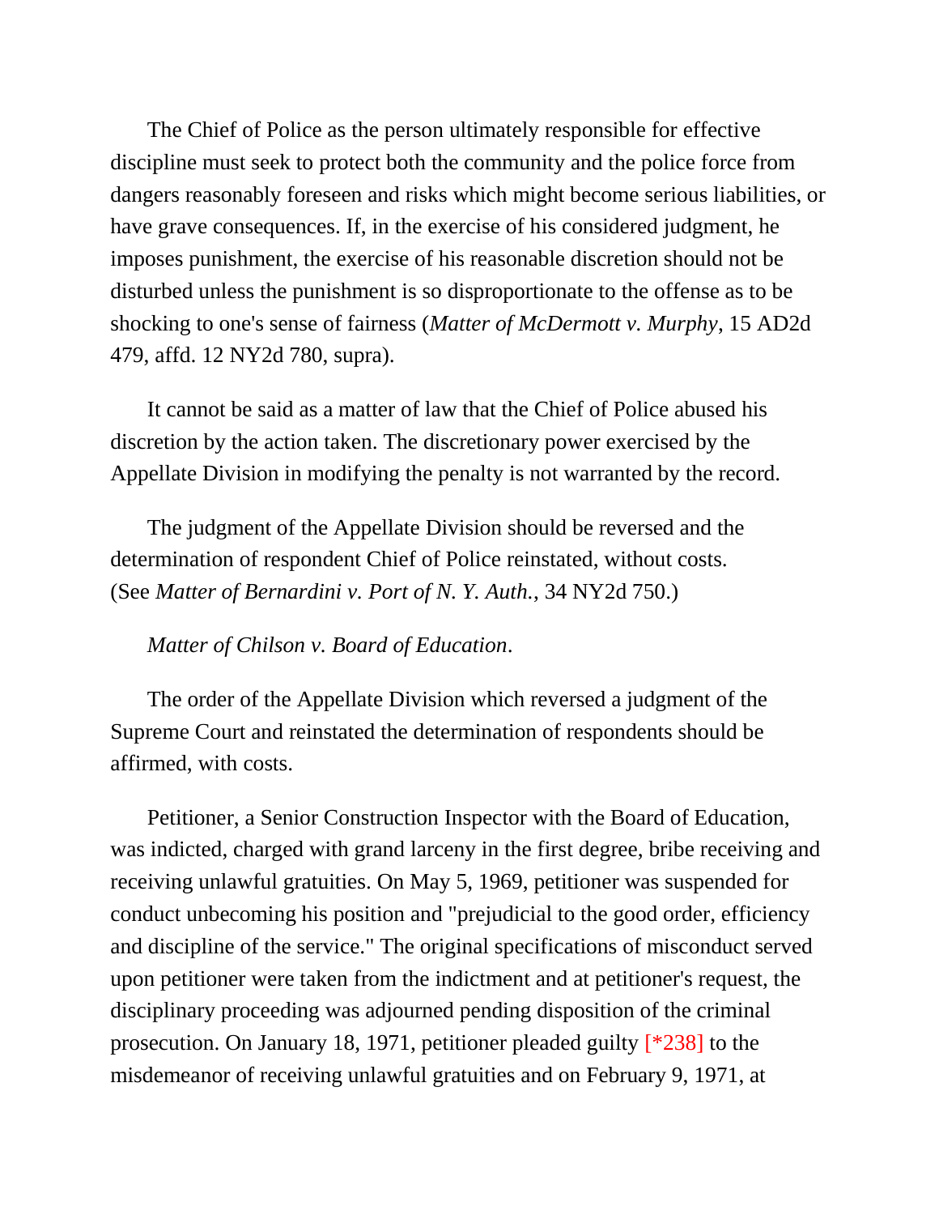The Chief of Police as the person ultimately responsible for effective discipline must seek to protect both the community and the police force from dangers reasonably foreseen and risks which might become serious liabilities, or have grave consequences. If, in the exercise of his considered judgment, he imposes punishment, the exercise of his reasonable discretion should not be disturbed unless the punishment is so disproportionate to the offense as to be shocking to one's sense of fairness (*Matter of McDermott v. Murphy*, 15 AD2d 479, affd. 12 NY2d 780, supra).

It cannot be said as a matter of law that the Chief of Police abused his discretion by the action taken. The discretionary power exercised by the Appellate Division in modifying the penalty is not warranted by the record.

The judgment of the Appellate Division should be reversed and the determination of respondent Chief of Police reinstated, without costs. (See *Matter of Bernardini v. Port of N. Y. Auth.*, 34 NY2d 750.)

*Matter of Chilson v. Board of Education*.

The order of the Appellate Division which reversed a judgment of the Supreme Court and reinstated the determination of respondents should be affirmed, with costs.

Petitioner, a Senior Construction Inspector with the Board of Education, was indicted, charged with grand larceny in the first degree, bribe receiving and receiving unlawful gratuities. On May 5, 1969, petitioner was suspended for conduct unbecoming his position and "prejudicial to the good order, efficiency and discipline of the service." The original specifications of misconduct served upon petitioner were taken from the indictment and at petitioner's request, the disciplinary proceeding was adjourned pending disposition of the criminal prosecution. On January 18, 1971, petitioner pleaded guilty [*238] to the misdemeanor of receiving unlawful gratuities and on February 9, 1971, at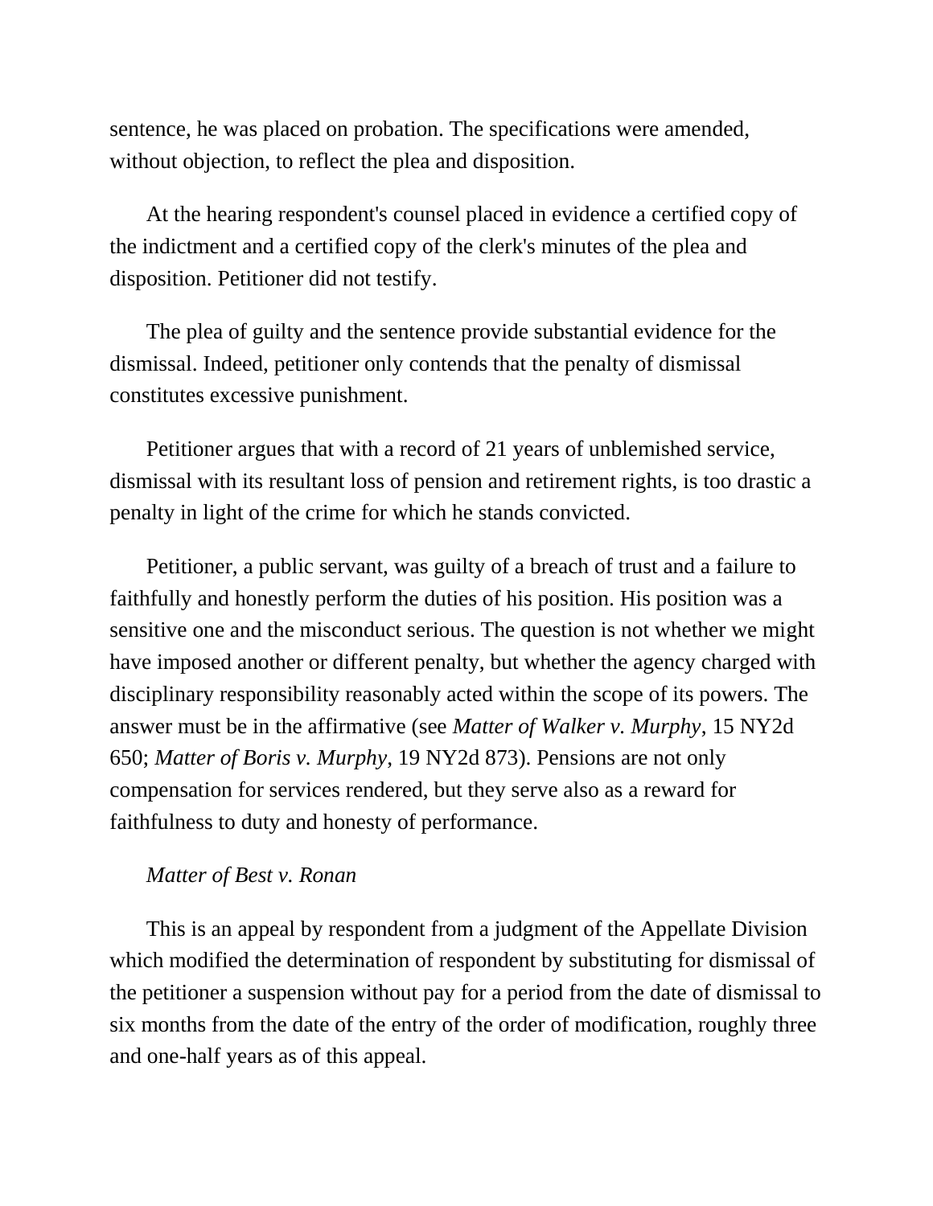sentence, he was placed on probation. The specifications were amended, without objection, to reflect the plea and disposition.

At the hearing respondent's counsel placed in evidence a certified copy of the indictment and a certified copy of the clerk's minutes of the plea and disposition. Petitioner did not testify.

The plea of guilty and the sentence provide substantial evidence for the dismissal. Indeed, petitioner only contends that the penalty of dismissal constitutes excessive punishment.

Petitioner argues that with a record of 21 years of unblemished service, dismissal with its resultant loss of pension and retirement rights, is too drastic a penalty in light of the crime for which he stands convicted.

Petitioner, a public servant, was guilty of a breach of trust and a failure to faithfully and honestly perform the duties of his position. His position was a sensitive one and the misconduct serious. The question is not whether we might have imposed another or different penalty, but whether the agency charged with disciplinary responsibility reasonably acted within the scope of its powers. The answer must be in the affirmative (see *Matter of Walker v. Murphy*, 15 NY2d 650; *Matter of Boris v. Murphy*, 19 NY2d 873). Pensions are not only compensation for services rendered, but they serve also as a reward for faithfulness to duty and honesty of performance.

*Matter of Best v. Ronan*

This is an appeal by respondent from a judgment of the Appellate Division which modified the determination of respondent by substituting for dismissal of the petitioner a suspension without pay for a period from the date of dismissal to six months from the date of the entry of the order of modification, roughly three and one-half years as of this appeal.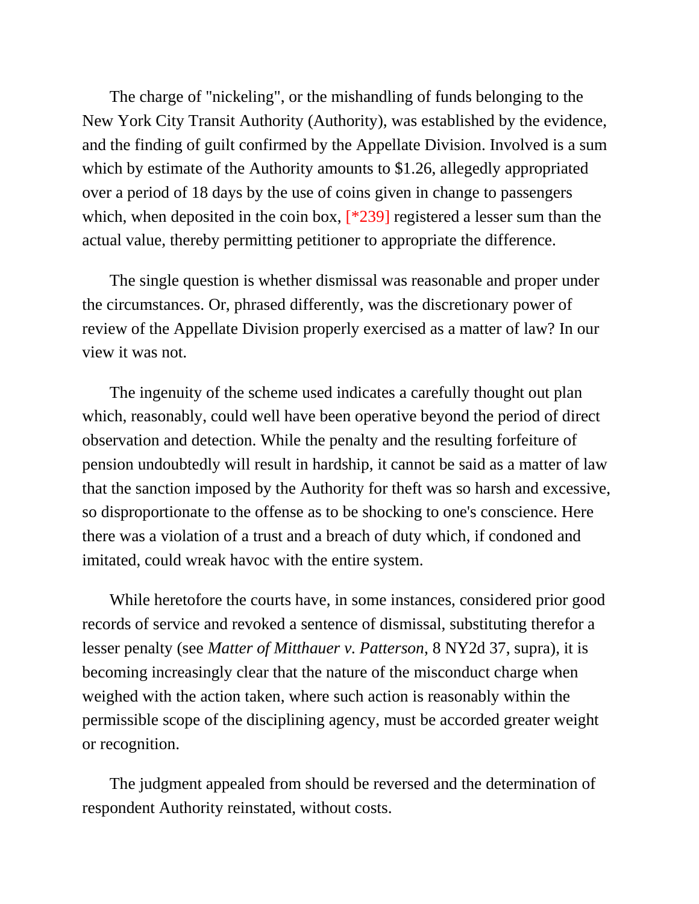The charge of "nickeling", or the mishandling of funds belonging to the New York City Transit Authority (Authority), was established by the evidence, and the finding of guilt confirmed by the Appellate Division. Involved is a sum which by estimate of the Authority amounts to $1.26, allegedly appropriated over a period of 18 days by the use of coins given in change to passengers which, when deposited in the coin box, [*239] registered a lesser sum than the actual value, thereby permitting petitioner to appropriate the difference.

The single question is whether dismissal was reasonable and proper under the circumstances. Or, phrased differently, was the discretionary power of review of the Appellate Division properly exercised as a matter of law? In our view it was not.

The ingenuity of the scheme used indicates a carefully thought out plan which, reasonably, could well have been operative beyond the period of direct observation and detection. While the penalty and the resulting forfeiture of pension undoubtedly will result in hardship, it cannot be said as a matter of law that the sanction imposed by the Authority for theft was so harsh and excessive, so disproportionate to the offense as to be shocking to one's conscience. Here there was a violation of a trust and a breach of duty which, if condoned and imitated, could wreak havoc with the entire system.

While heretofore the courts have, in some instances, considered prior good records of service and revoked a sentence of dismissal, substituting therefor a lesser penalty (see *Matter of Mitthauer v. Patterson*, 8 NY2d 37, supra), it is becoming increasingly clear that the nature of the misconduct charge when weighed with the action taken, where such action is reasonably within the permissible scope of the disciplining agency, must be accorded greater weight or recognition.

The judgment appealed from should be reversed and the determination of respondent Authority reinstated, without costs.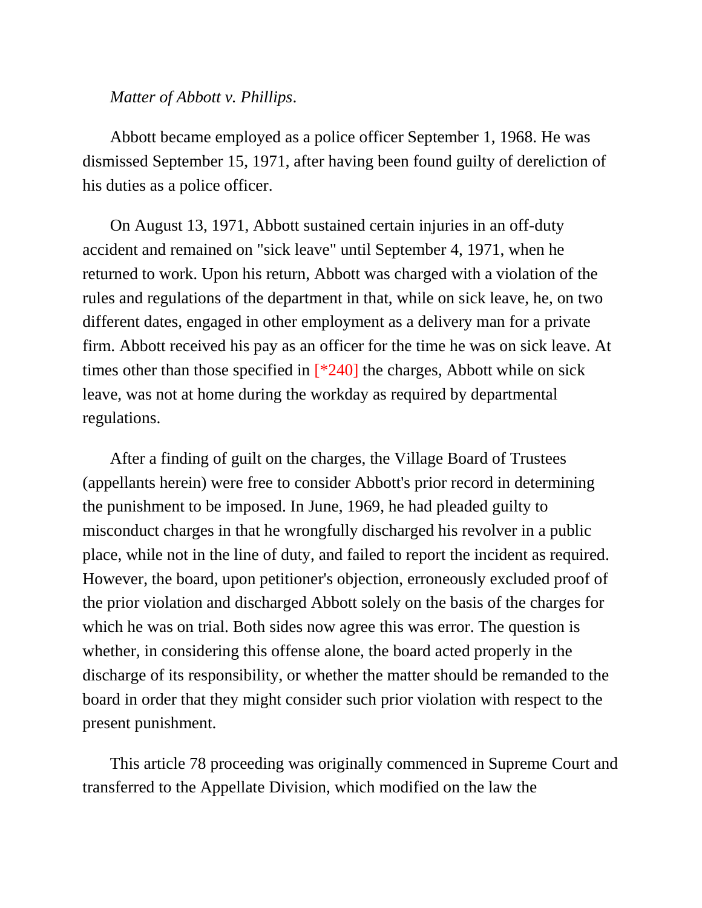*Matter of Abbott v. Phillips*.

Abbott became employed as a police officer September 1, 1968. He was dismissed September 15, 1971, after having been found guilty of dereliction of his duties as a police officer.

On August 13, 1971, Abbott sustained certain injuries in an off-duty accident and remained on "sick leave" until September 4, 1971, when he returned to work. Upon his return, Abbott was charged with a violation of the rules and regulations of the department in that, while on sick leave, he, on two different dates, engaged in other employment as a delivery man for a private firm. Abbott received his pay as an officer for the time he was on sick leave. At times other than those specified in [*240] the charges, Abbott while on sick leave, was not at home during the workday as required by departmental regulations.

After a finding of guilt on the charges, the Village Board of Trustees (appellants herein) were free to consider Abbott's prior record in determining the punishment to be imposed. In June, 1969, he had pleaded guilty to misconduct charges in that he wrongfully discharged his revolver in a public place, while not in the line of duty, and failed to report the incident as required. However, the board, upon petitioner's objection, erroneously excluded proof of the prior violation and discharged Abbott solely on the basis of the charges for which he was on trial. Both sides now agree this was error. The question is whether, in considering this offense alone, the board acted properly in the discharge of its responsibility, or whether the matter should be remanded to the board in order that they might consider such prior violation with respect to the present punishment.

This article 78 proceeding was originally commenced in Supreme Court and transferred to the Appellate Division, which modified on the law the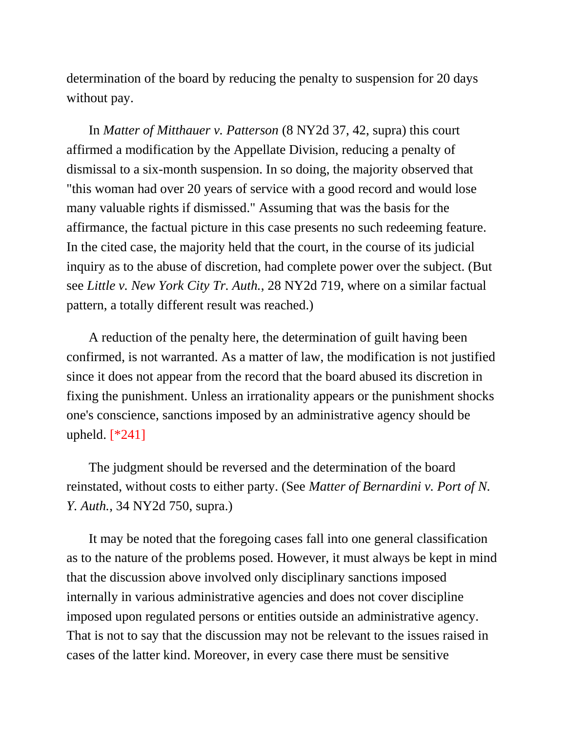determination of the board by reducing the penalty to suspension for 20 days without pay.

In *Matter of Mitthauer v. Patterson* (8 NY2d 37, 42, supra) this court affirmed a modification by the Appellate Division, reducing a penalty of dismissal to a six-month suspension. In so doing, the majority observed that "this woman had over 20 years of service with a good record and would lose many valuable rights if dismissed." Assuming that was the basis for the affirmance, the factual picture in this case presents no such redeeming feature. In the cited case, the majority held that the court, in the course of its judicial inquiry as to the abuse of discretion, had complete power over the subject. (But see *Little v. New York City Tr. Auth.*, 28 NY2d 719, where on a similar factual pattern, a totally different result was reached.)

A reduction of the penalty here, the determination of guilt having been confirmed, is not warranted. As a matter of law, the modification is not justified since it does not appear from the record that the board abused its discretion in fixing the punishment. Unless an irrationality appears or the punishment shocks one's conscience, sanctions imposed by an administrative agency should be upheld. [*241]

The judgment should be reversed and the determination of the board reinstated, without costs to either party. (See *Matter of Bernardini v. Port of N. Y. Auth.*, 34 NY2d 750, supra.)

It may be noted that the foregoing cases fall into one general classification as to the nature of the problems posed. However, it must always be kept in mind that the discussion above involved only disciplinary sanctions imposed internally in various administrative agencies and does not cover discipline imposed upon regulated persons or entities outside an administrative agency. That is not to say that the discussion may not be relevant to the issues raised in cases of the latter kind. Moreover, in every case there must be sensitive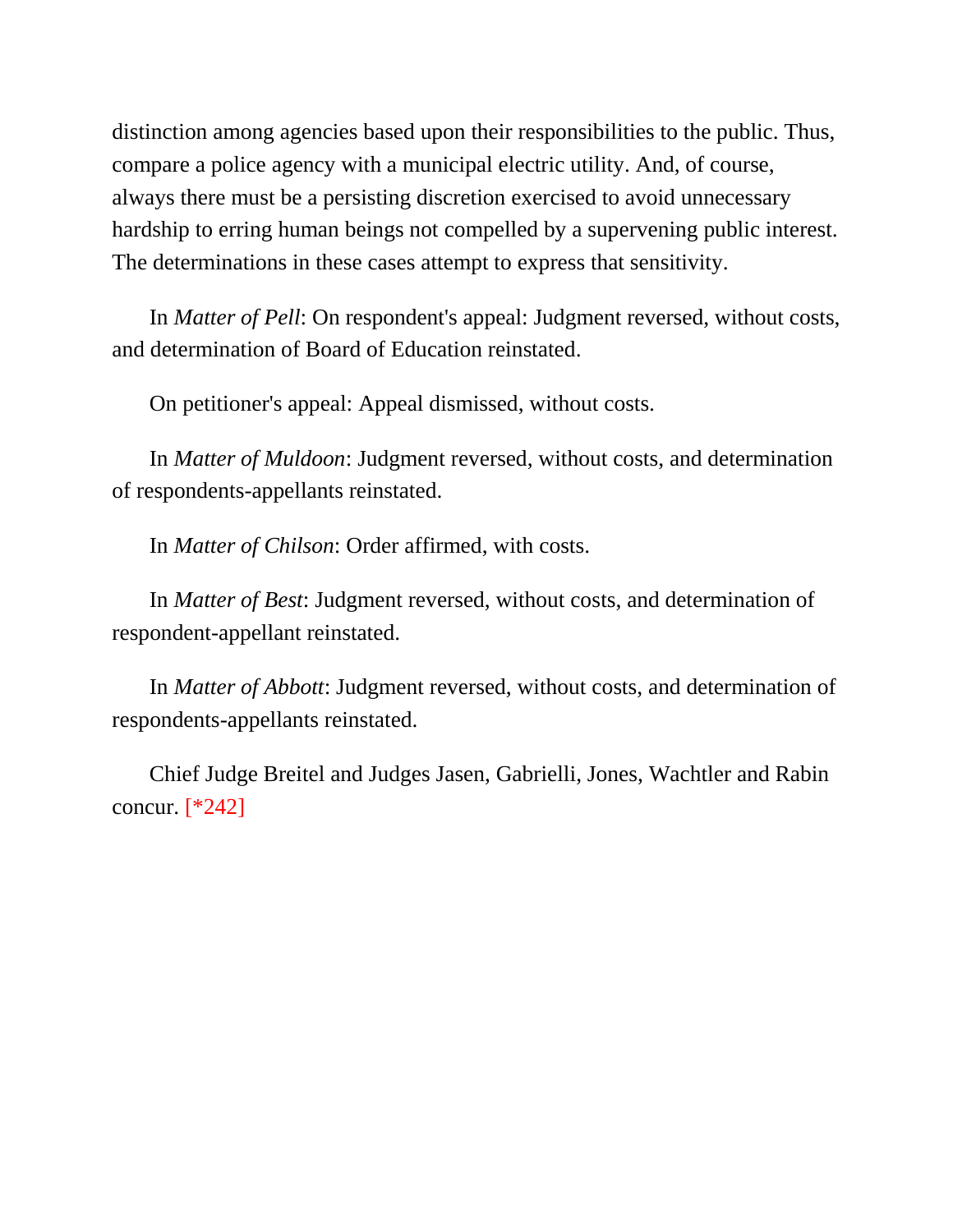distinction among agencies based upon their responsibilities to the public. Thus, compare a police agency with a municipal electric utility. And, of course, always there must be a persisting discretion exercised to avoid unnecessary hardship to erring human beings not compelled by a supervening public interest. The determinations in these cases attempt to express that sensitivity.

In *Matter of Pell*: On respondent's appeal: Judgment reversed, without costs, and determination of Board of Education reinstated.

On petitioner's appeal: Appeal dismissed, without costs.

In *Matter of Muldoon*: Judgment reversed, without costs, and determination of respondents-appellants reinstated.

In *Matter of Chilson*: Order affirmed, with costs.

In *Matter of Best*: Judgment reversed, without costs, and determination of respondent-appellant reinstated.

In *Matter of Abbott*: Judgment reversed, without costs, and determination of respondents-appellants reinstated.

Chief Judge Breitel and Judges Jasen, Gabrielli, Jones, Wachtler and Rabin concur. [*242]